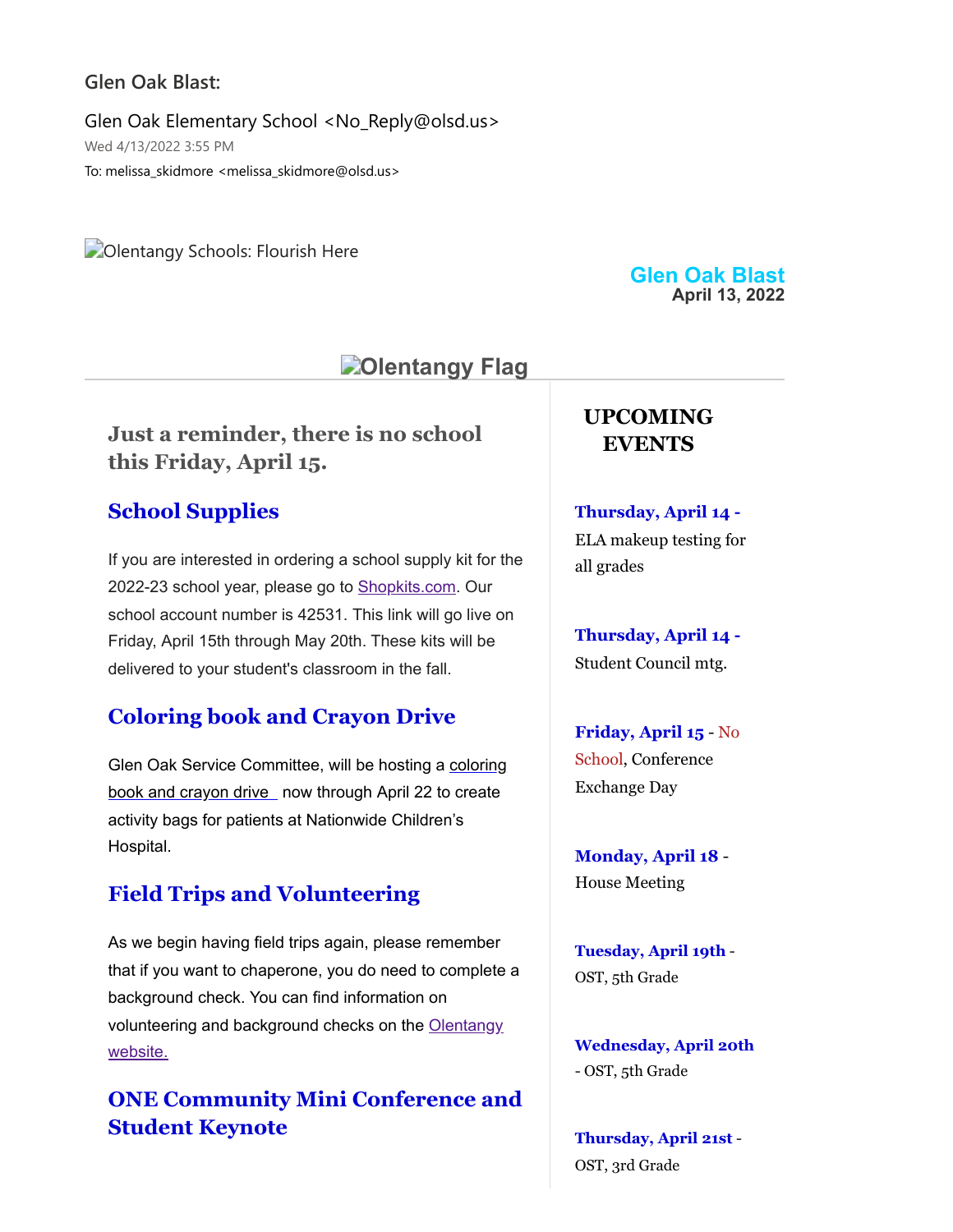Glen Oak Blast:

Glen Oak Elementary School <No_Reply@olsd.us>
Wed 4/13/2022 3:55 PM
To: melissa_skidmore <melissa_skidmore@olsd.us>

Olentangy Schools: Flourish Here

**Glen Oak Blast**
**April 13, 2022**

Olentangy Flag

### Just a reminder, there is no school this Friday, April 15.

## School Supplies

If you are interested in ordering a school supply kit for the 2022-23 school year, please go to Shopkits.com. Our school account number is 42531. This link will go live on Friday, April 15th through May 20th. These kits will be delivered to your student's classroom in the fall.

## Coloring book and Crayon Drive

Glen Oak Service Committee, will be hosting a coloring book and crayon drive now through April 22 to create activity bags for patients at Nationwide Children's Hospital.

## Field Trips and Volunteering

As we begin having field trips again, please remember that if you want to chaperone, you do need to complete a background check. You can find information on volunteering and background checks on the Olentangy website.

## ONE Community Mini Conference and Student Keynote

## UPCOMING EVENTS

**Thursday, April 14 -** ELA makeup testing for all grades

**Thursday, April 14 -** Student Council mtg.

**Friday, April 15** - No School, Conference Exchange Day

**Monday, April 18** - House Meeting

**Tuesday, April 19th** - OST, 5th Grade

**Wednesday, April 20th** - OST, 5th Grade

**Thursday, April 21st** - OST, 3rd Grade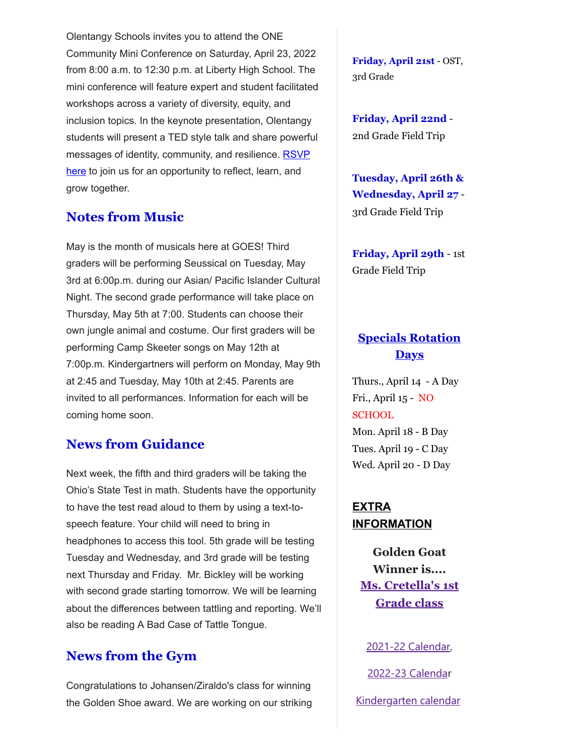Olentangy Schools invites you to attend the ONE Community Mini Conference on Saturday, April 23, 2022 from 8:00 a.m. to 12:30 p.m. at Liberty High School. The mini conference will feature expert and student facilitated workshops across a variety of diversity, equity, and inclusion topics. In the keynote presentation, Olentangy students will present a TED style talk and share powerful messages of identity, community, and resilience. RSVP here to join us for an opportunity to reflect, learn, and grow together.

## Notes from Music

May is the month of musicals here at GOES! Third graders will be performing Seussical on Tuesday, May 3rd at 6:00p.m. during our Asian/ Pacific Islander Cultural Night. The second grade performance will take place on Thursday, May 5th at 7:00. Students can choose their own jungle animal and costume. Our first graders will be performing Camp Skeeter songs on May 12th at 7:00p.m. Kindergartners will perform on Monday, May 9th at 2:45 and Tuesday, May 10th at 2:45. Parents are invited to all performances. Information for each will be coming home soon.

## News from Guidance

Next week, the fifth and third graders will be taking the Ohio's State Test in math. Students have the opportunity to have the test read aloud to them by using a text-to-speech feature. Your child will need to bring in headphones to access this tool. 5th grade will be testing Tuesday and Wednesday, and 3rd grade will be testing next Thursday and Friday. Mr. Bickley will be working with second grade starting tomorrow. We will be learning about the differences between tattling and reporting. We'll also be reading A Bad Case of Tattle Tongue.

## News from the Gym

Congratulations to Johansen/Ziraldo's class for winning the Golden Shoe award. We are working on our striking

**Friday, April 21st** - OST, 3rd Grade

**Friday, April 22nd** - 2nd Grade Field Trip

**Tuesday, April 26th & Wednesday, April 27** - 3rd Grade Field Trip

**Friday, April 29th** - 1st Grade Field Trip

## Specials Rotation Days

Thurs., April 14 - A Day
Fri., April 15 - NO SCHOOL
Mon. April 18 - B Day
Tues. April 19 - C Day
Wed. April 20 - D Day

**EXTRA INFORMATION**

**Golden Goat Winner is.... Ms. Cretella's 1st Grade class**

2021-22 Calendar,

2022-23 Calendar

Kindergarten calendar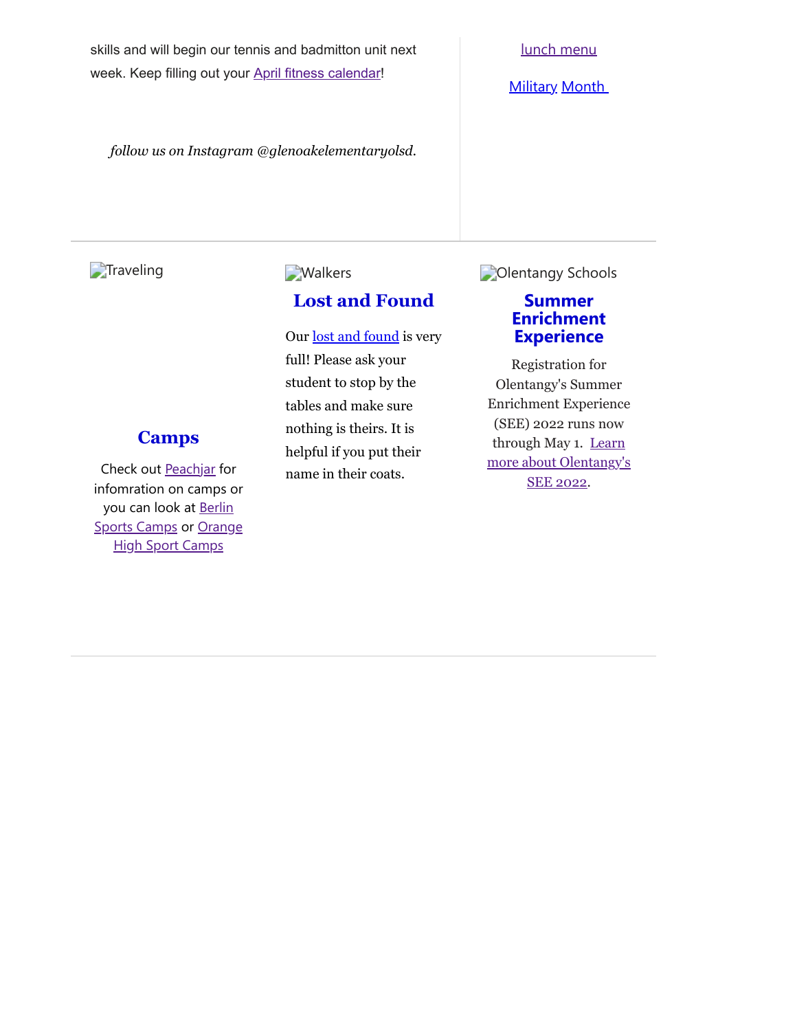skills and will begin our tennis and badmitton unit next week. Keep filling out your April fitness calendar!

*follow us on Instagram @glenoakelementaryolsd.*

lunch menu

Military Month

Traveling

## Camps

Check out Peachjar for infomration on camps or you can look at Berlin Sports Camps or Orange High Sport Camps

Walkers

## Lost and Found

Our lost and found is very full! Please ask your student to stop by the tables and make sure nothing is theirs. It is helpful if you put their name in their coats.

Olentangy Schools

## Summer Enrichment Experience

Registration for Olentangy's Summer Enrichment Experience (SEE) 2022 runs now through May 1. Learn more about Olentangy's SEE 2022.